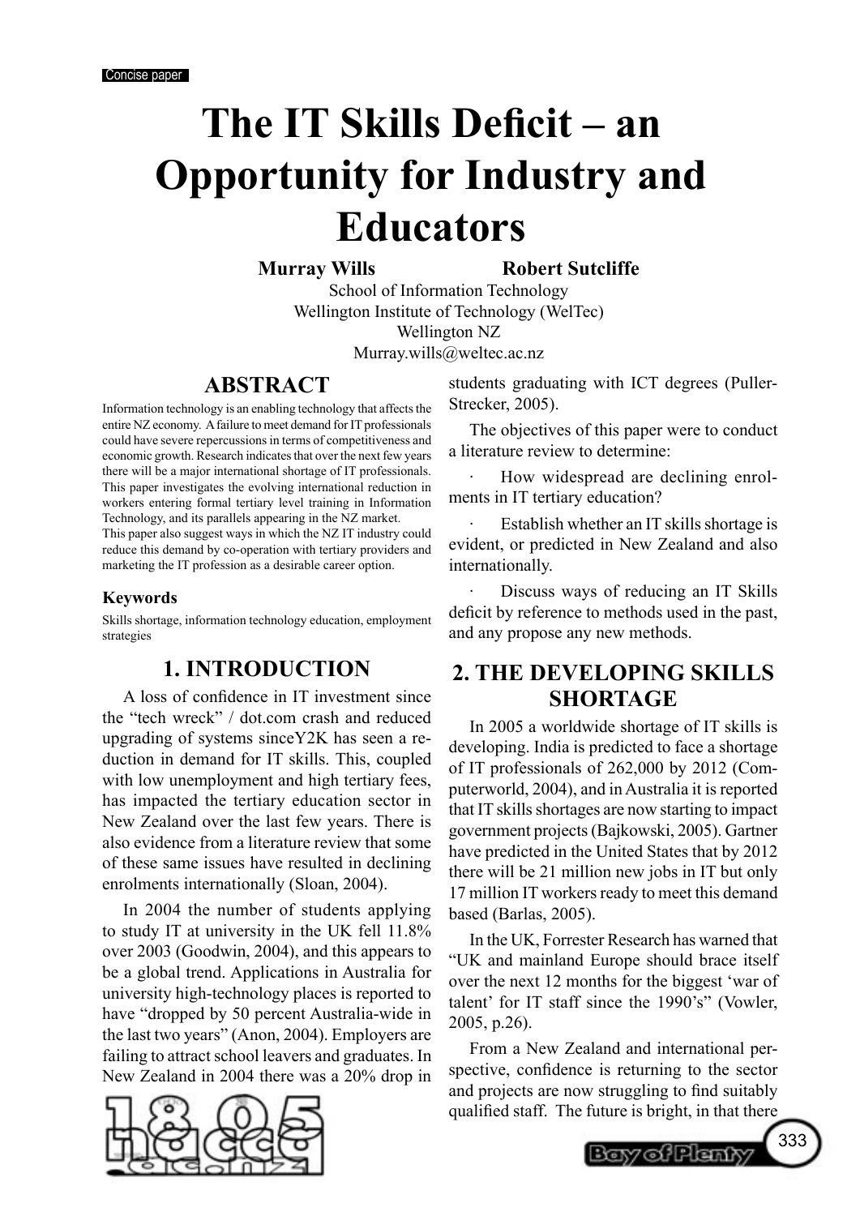Concise paper

# The IT Skills Deficit – an Opportunity for Industry and Educators

**Murray Wills** **Robert Sutcliffe**

School of Information Technology
Wellington Institute of Technology (WelTec)
Wellington NZ
Murray.wills@weltec.ac.nz

## ABSTRACT

Information technology is an enabling technology that affects the entire NZ economy. A failure to meet demand for IT professionals could have severe repercussions in terms of competitiveness and economic growth. Research indicates that over the next few years there will be a major international shortage of IT professionals. This paper investigates the evolving international reduction in workers entering formal tertiary level training in Information Technology, and its parallels appearing in the NZ market.
This paper also suggest ways in which the NZ IT industry could reduce this demand by co-operation with tertiary providers and marketing the IT profession as a desirable career option.

### Keywords

Skills shortage, information technology education, employment strategies

## 1. INTRODUCTION

A loss of confidence in IT investment since the “tech wreck” / dot.com crash and reduced upgrading of systems sinceY2K has seen a reduction in demand for IT skills. This, coupled with low unemployment and high tertiary fees, has impacted the tertiary education sector in New Zealand over the last few years. There is also evidence from a literature review that some of these same issues have resulted in declining enrolments internationally (Sloan, 2004).

In 2004 the number of students applying to study IT at university in the UK fell 11.8% over 2003 (Goodwin, 2004), and this appears to be a global trend. Applications in Australia for university high-technology places is reported to have “dropped by 50 percent Australia-wide in the last two years” (Anon, 2004). Employers are failing to attract school leavers and graduates. In New Zealand in 2004 there was a 20% drop in students graduating with ICT degrees (Puller-Strecker, 2005).

The objectives of this paper were to conduct a literature review to determine:

· How widespread are declining enrolments in IT tertiary education?

· Establish whether an IT skills shortage is evident, or predicted in New Zealand and also internationally.

· Discuss ways of reducing an IT Skills deficit by reference to methods used in the past, and any propose any new methods.

## 2. THE DEVELOPING SKILLS SHORTAGE

In 2005 a worldwide shortage of IT skills is developing. India is predicted to face a shortage of IT professionals of 262,000 by 2012 (Computerworld, 2004), and in Australia it is reported that IT skills shortages are now starting to impact government projects (Bajkowski, 2005). Gartner have predicted in the United States that by 2012 there will be 21 million new jobs in IT but only 17 million IT workers ready to meet this demand based (Barlas, 2005).

In the UK, Forrester Research has warned that “UK and mainland Europe should brace itself over the next 12 months for the biggest ‘war of talent’ for IT staff since the 1990’s” (Vowler, 2005, p.26).

From a New Zealand and international perspective, confidence is returning to the sector and projects are now struggling to find suitably qualified staff. The future is bright, in that there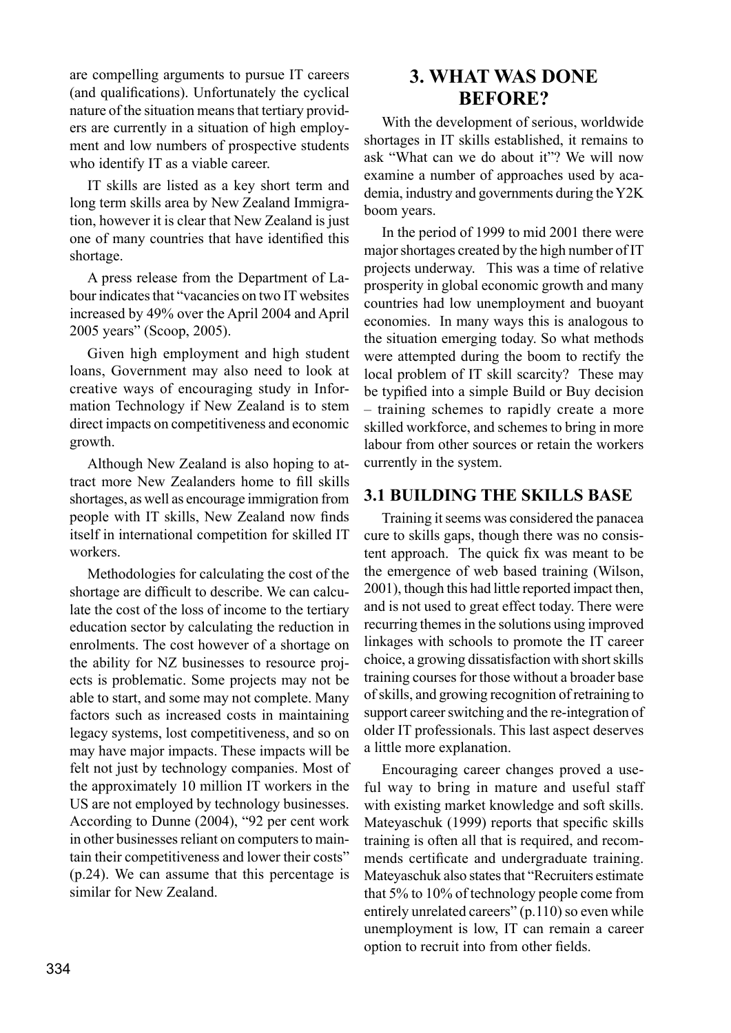are compelling arguments to pursue IT careers (and qualifications). Unfortunately the cyclical nature of the situation means that tertiary providers are currently in a situation of high employment and low numbers of prospective students who identify IT as a viable career.

IT skills are listed as a key short term and long term skills area by New Zealand Immigration, however it is clear that New Zealand is just one of many countries that have identified this shortage.

A press release from the Department of Labour indicates that "vacancies on two IT websites increased by 49% over the April 2004 and April 2005 years" (Scoop, 2005).

Given high employment and high student loans, Government may also need to look at creative ways of encouraging study in Information Technology if New Zealand is to stem direct impacts on competitiveness and economic growth.

Although New Zealand is also hoping to attract more New Zealanders home to fill skills shortages, as well as encourage immigration from people with IT skills, New Zealand now finds itself in international competition for skilled IT workers.

Methodologies for calculating the cost of the shortage are difficult to describe. We can calculate the cost of the loss of income to the tertiary education sector by calculating the reduction in enrolments. The cost however of a shortage on the ability for NZ businesses to resource projects is problematic. Some projects may not be able to start, and some may not complete. Many factors such as increased costs in maintaining legacy systems, lost competitiveness, and so on may have major impacts. These impacts will be felt not just by technology companies. Most of the approximately 10 million IT workers in the US are not employed by technology businesses. According to Dunne (2004), "92 per cent work in other businesses reliant on computers to maintain their competitiveness and lower their costs" (p.24). We can assume that this percentage is similar for New Zealand.

## 3. WHAT WAS DONE BEFORE?

With the development of serious, worldwide shortages in IT skills established, it remains to ask "What can we do about it"? We will now examine a number of approaches used by academia, industry and governments during the Y2K boom years.

In the period of 1999 to mid 2001 there were major shortages created by the high number of IT projects underway. This was a time of relative prosperity in global economic growth and many countries had low unemployment and buoyant economies. In many ways this is analogous to the situation emerging today. So what methods were attempted during the boom to rectify the local problem of IT skill scarcity? These may be typified into a simple Build or Buy decision – training schemes to rapidly create a more skilled workforce, and schemes to bring in more labour from other sources or retain the workers currently in the system.

### 3.1 BUILDING THE SKILLS BASE

Training it seems was considered the panacea cure to skills gaps, though there was no consistent approach. The quick fix was meant to be the emergence of web based training (Wilson, 2001), though this had little reported impact then, and is not used to great effect today. There were recurring themes in the solutions using improved linkages with schools to promote the IT career choice, a growing dissatisfaction with short skills training courses for those without a broader base of skills, and growing recognition of retraining to support career switching and the re-integration of older IT professionals. This last aspect deserves a little more explanation.

Encouraging career changes proved a useful way to bring in mature and useful staff with existing market knowledge and soft skills. Mateyaschuk (1999) reports that specific skills training is often all that is required, and recommends certificate and undergraduate training. Mateyaschuk also states that "Recruiters estimate that 5% to 10% of technology people come from entirely unrelated careers" (p.110) so even while unemployment is low, IT can remain a career option to recruit into from other fields.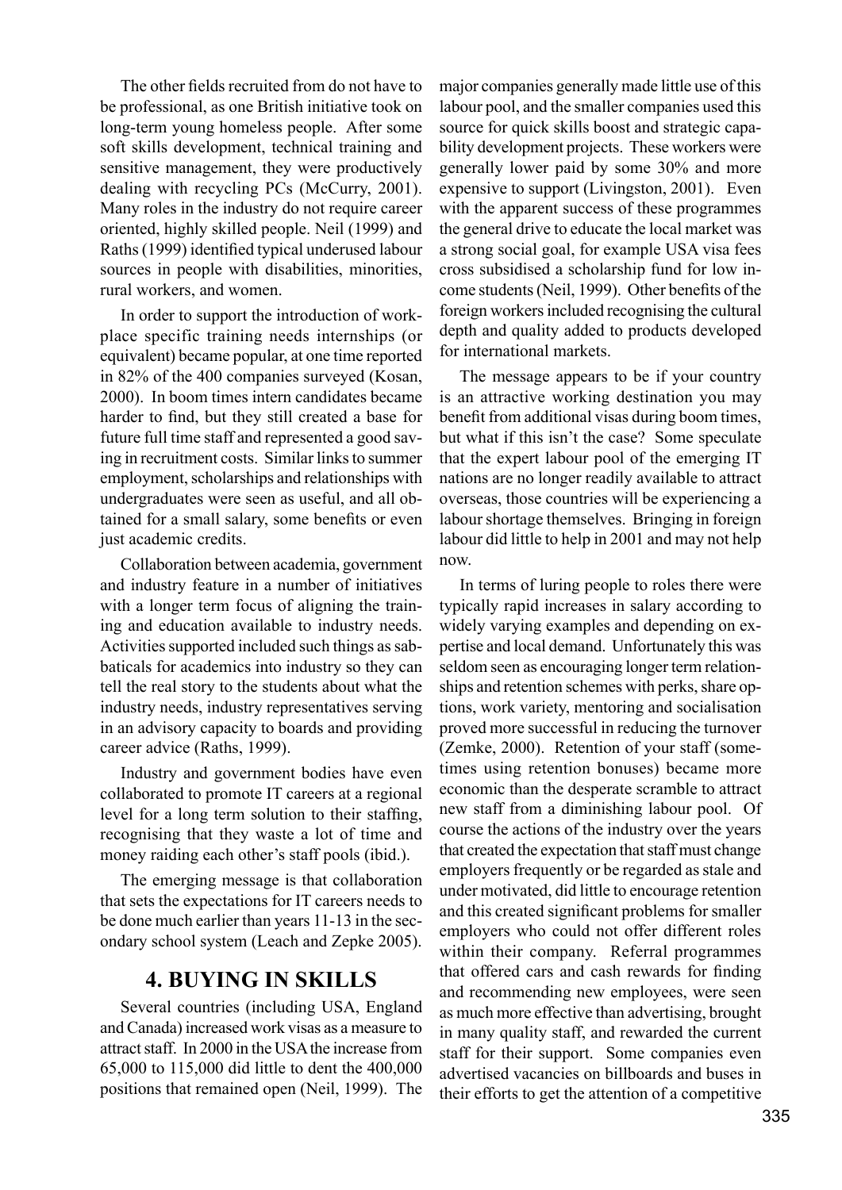The other fields recruited from do not have to be professional, as one British initiative took on long-term young homeless people. After some soft skills development, technical training and sensitive management, they were productively dealing with recycling PCs (McCurry, 2001). Many roles in the industry do not require career oriented, highly skilled people. Neil (1999) and Raths (1999) identified typical underused labour sources in people with disabilities, minorities, rural workers, and women.

In order to support the introduction of workplace specific training needs internships (or equivalent) became popular, at one time reported in 82% of the 400 companies surveyed (Kosan, 2000). In boom times intern candidates became harder to find, but they still created a base for future full time staff and represented a good saving in recruitment costs. Similar links to summer employment, scholarships and relationships with undergraduates were seen as useful, and all obtained for a small salary, some benefits or even just academic credits.

Collaboration between academia, government and industry feature in a number of initiatives with a longer term focus of aligning the training and education available to industry needs. Activities supported included such things as sabbaticals for academics into industry so they can tell the real story to the students about what the industry needs, industry representatives serving in an advisory capacity to boards and providing career advice (Raths, 1999).

Industry and government bodies have even collaborated to promote IT careers at a regional level for a long term solution to their staffing, recognising that they waste a lot of time and money raiding each other's staff pools (ibid.).

The emerging message is that collaboration that sets the expectations for IT careers needs to be done much earlier than years 11-13 in the secondary school system (Leach and Zepke 2005).

## 4. BUYING IN SKILLS

Several countries (including USA, England and Canada) increased work visas as a measure to attract staff. In 2000 in the USA the increase from 65,000 to 115,000 did little to dent the 400,000 positions that remained open (Neil, 1999). The major companies generally made little use of this labour pool, and the smaller companies used this source for quick skills boost and strategic capability development projects. These workers were generally lower paid by some 30% and more expensive to support (Livingston, 2001). Even with the apparent success of these programmes the general drive to educate the local market was a strong social goal, for example USA visa fees cross subsidised a scholarship fund for low income students (Neil, 1999). Other benefits of the foreign workers included recognising the cultural depth and quality added to products developed for international markets.

The message appears to be if your country is an attractive working destination you may benefit from additional visas during boom times, but what if this isn't the case? Some speculate that the expert labour pool of the emerging IT nations are no longer readily available to attract overseas, those countries will be experiencing a labour shortage themselves. Bringing in foreign labour did little to help in 2001 and may not help now.

In terms of luring people to roles there were typically rapid increases in salary according to widely varying examples and depending on expertise and local demand. Unfortunately this was seldom seen as encouraging longer term relationships and retention schemes with perks, share options, work variety, mentoring and socialisation proved more successful in reducing the turnover (Zemke, 2000). Retention of your staff (sometimes using retention bonuses) became more economic than the desperate scramble to attract new staff from a diminishing labour pool. Of course the actions of the industry over the years that created the expectation that staff must change employers frequently or be regarded as stale and under motivated, did little to encourage retention and this created significant problems for smaller employers who could not offer different roles within their company. Referral programmes that offered cars and cash rewards for finding and recommending new employees, were seen as much more effective than advertising, brought in many quality staff, and rewarded the current staff for their support. Some companies even advertised vacancies on billboards and buses in their efforts to get the attention of a competitive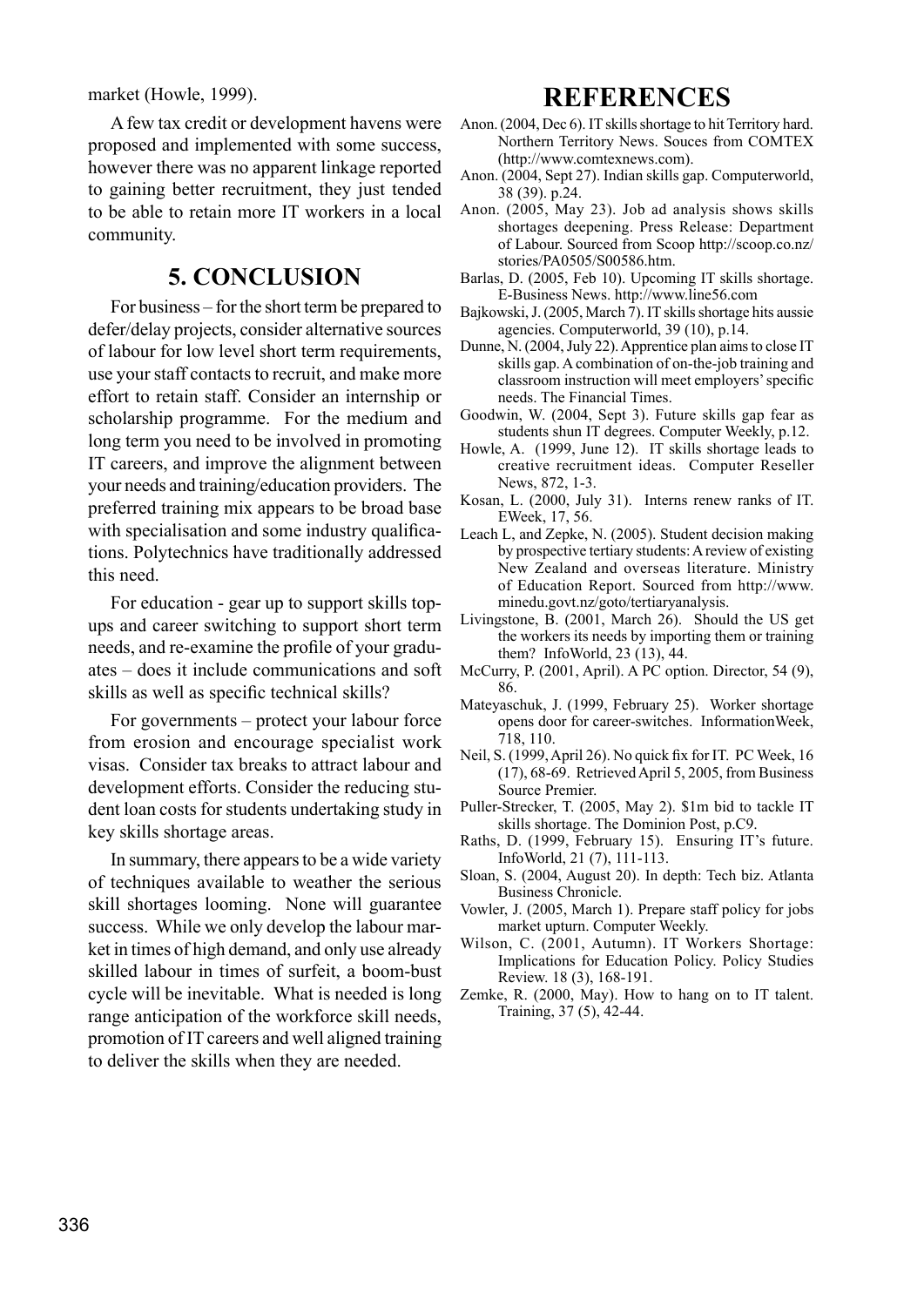market (Howle, 1999).

A few tax credit or development havens were proposed and implemented with some success, however there was no apparent linkage reported to gaining better recruitment, they just tended to be able to retain more IT workers in a local community.

## 5. CONCLUSION

For business – for the short term be prepared to defer/delay projects, consider alternative sources of labour for low level short term requirements, use your staff contacts to recruit, and make more effort to retain staff. Consider an internship or scholarship programme. For the medium and long term you need to be involved in promoting IT careers, and improve the alignment between your needs and training/education providers. The preferred training mix appears to be broad base with specialisation and some industry qualifications. Polytechnics have traditionally addressed this need.

For education - gear up to support skills top-ups and career switching to support short term needs, and re-examine the profile of your graduates – does it include communications and soft skills as well as specific technical skills?

For governments – protect your labour force from erosion and encourage specialist work visas. Consider tax breaks to attract labour and development efforts. Consider the reducing student loan costs for students undertaking study in key skills shortage areas.

In summary, there appears to be a wide variety of techniques available to weather the serious skill shortages looming. None will guarantee success. While we only develop the labour market in times of high demand, and only use already skilled labour in times of surfeit, a boom-bust cycle will be inevitable. What is needed is long range anticipation of the workforce skill needs, promotion of IT careers and well aligned training to deliver the skills when they are needed.

## REFERENCES

Anon. (2004, Dec 6). IT skills shortage to hit Territory hard. Northern Territory News. Souces from COMTEX (http://www.comtexnews.com).

Anon. (2004, Sept 27). Indian skills gap. Computerworld, 38 (39). p.24.

Anon. (2005, May 23). Job ad analysis shows skills shortages deepening. Press Release: Department of Labour. Sourced from Scoop http://scoop.co.nz/stories/PA0505/S00586.htm.

Barlas, D. (2005, Feb 10). Upcoming IT skills shortage. E-Business News. http://www.line56.com

Bajkowski, J. (2005, March 7). IT skills shortage hits aussie agencies. Computerworld, 39 (10), p.14.

Dunne, N. (2004, July 22). Apprentice plan aims to close IT skills gap. A combination of on-the-job training and classroom instruction will meet employers' specific needs. The Financial Times.

Goodwin, W. (2004, Sept 3). Future skills gap fear as students shun IT degrees. Computer Weekly, p.12.

Howle, A. (1999, June 12). IT skills shortage leads to creative recruitment ideas. Computer Reseller News, 872, 1-3.

Kosan, L. (2000, July 31). Interns renew ranks of IT. EWeek, 17, 56.

Leach L, and Zepke, N. (2005). Student decision making by prospective tertiary students: A review of existing New Zealand and overseas literature. Ministry of Education Report. Sourced from http://www.minedu.govt.nz/goto/tertiaryanalysis.

Livingstone, B. (2001, March 26). Should the US get the workers its needs by importing them or training them? InfoWorld, 23 (13), 44.

McCurry, P. (2001, April). A PC option. Director, 54 (9), 86.

Mateyaschuk, J. (1999, February 25). Worker shortage opens door for career-switches. InformationWeek, 718, 110.

Neil, S. (1999, April 26). No quick fix for IT. PC Week, 16 (17), 68-69. Retrieved April 5, 2005, from Business Source Premier.

Puller-Strecker, T. (2005, May 2). $1m bid to tackle IT skills shortage. The Dominion Post, p.C9.

Raths, D. (1999, February 15). Ensuring IT's future. InfoWorld, 21 (7), 111-113.

Sloan, S. (2004, August 20). In depth: Tech biz. Atlanta Business Chronicle.

Vowler, J. (2005, March 1). Prepare staff policy for jobs market upturn. Computer Weekly.

Wilson, C. (2001, Autumn). IT Workers Shortage: Implications for Education Policy. Policy Studies Review. 18 (3), 168-191.

Zemke, R. (2000, May). How to hang on to IT talent. Training, 37 (5), 42-44.